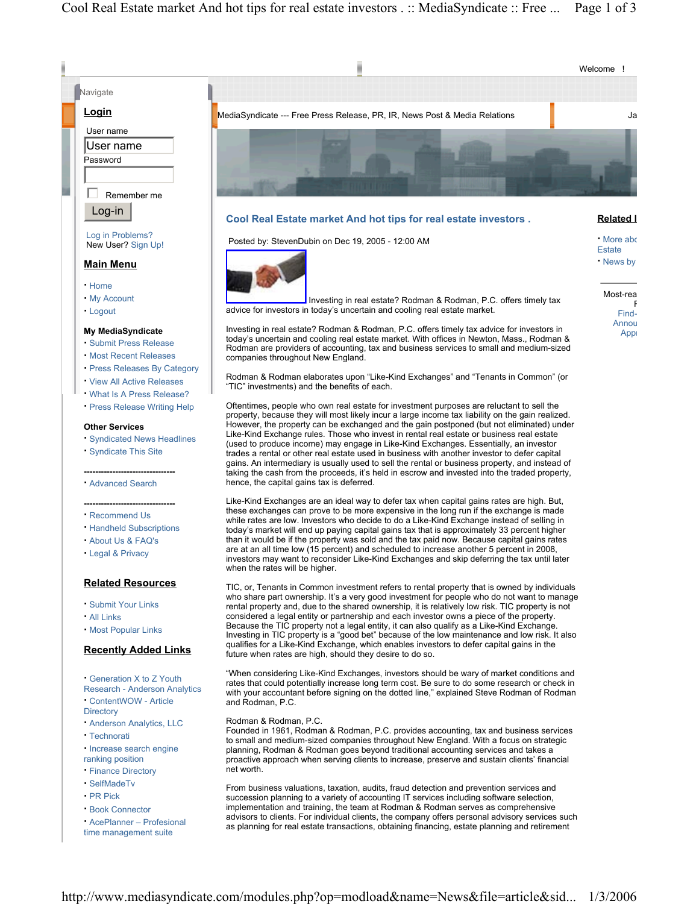Welcome !

Navigate

**Login**

User name

Password

Remember me

Log-in

Log in Problems?
New User? Sign Up!

**Main Menu**

- Home
- My Account
- Logout

**My MediaSyndicate**

- Submit Press Release
- Most Recent Releases
- Press Releases By Category
- View All Active Releases
- What Is A Press Release?
- Press Release Writing Help

**Other Services**

- Syndicated News Headlines
- Syndicate This Site

--------------------------------

- Advanced Search

--------------------------------

- Recommend Us
- Handheld Subscriptions
- About Us & FAQ's
- Legal & Privacy

**Related Resources**

- Submit Your Links
- All Links
- Most Popular Links

**Recently Added Links**

- Generation X to Z Youth Research - Anderson Analytics
- ContentWOW - Article Directory
- Anderson Analytics, LLC
- Technorati
- Increase search engine ranking position
- Finance Directory
- SelfMadeTv
- PR Pick
- Book Connector
- AcePlanner – Profesional time management suite

MediaSyndicate --- Free Press Release, PR, IR, News Post & Media Relations

## Cool Real Estate market And hot tips for real estate investors .

Posted by: StevenDubin on Dec 19, 2005 - 12:00 AM

Investing in real estate? Rodman & Rodman, P.C. offers timely tax advice for investors in today's uncertain and cooling real estate market.

Investing in real estate? Rodman & Rodman, P.C. offers timely tax advice for investors in today's uncertain and cooling real estate market. With offices in Newton, Mass., Rodman & Rodman are providers of accounting, tax and business services to small and medium-sized companies throughout New England.

Rodman & Rodman elaborates upon "Like-Kind Exchanges" and "Tenants in Common" (or "TIC" investments) and the benefits of each.

Oftentimes, people who own real estate for investment purposes are reluctant to sell the property, because they will most likely incur a large income tax liability on the gain realized. However, the property can be exchanged and the gain postponed (but not eliminated) under Like-Kind Exchange rules. Those who invest in rental real estate or business real estate (used to produce income) may engage in Like-Kind Exchanges. Essentially, an investor trades a rental or other real estate used in business with another investor to defer capital gains. An intermediary is usually used to sell the rental or business property, and instead of taking the cash from the proceeds, it's held in escrow and invested into the traded property, hence, the capital gains tax is deferred.

Like-Kind Exchanges are an ideal way to defer tax when capital gains rates are high. But, these exchanges can prove to be more expensive in the long run if the exchange is made while rates are low. Investors who decide to do a Like-Kind Exchange instead of selling in today's market will end up paying capital gains tax that is approximately 33 percent higher than it would be if the property was sold and the tax paid now. Because capital gains rates are at an all time low (15 percent) and scheduled to increase another 5 percent in 2008, investors may want to reconsider Like-Kind Exchanges and skip deferring the tax until later when the rates will be higher.

TIC, or, Tenants in Common investment refers to rental property that is owned by individuals who share part ownership. It's a very good investment for people who do not want to manage rental property and, due to the shared ownership, it is relatively low risk. TIC property is not considered a legal entity or partnership and each investor owns a piece of the property. Because the TIC property not a legal entity, it can also qualify as a Like-Kind Exchange. Investing in TIC property is a "good bet" because of the low maintenance and low risk. It also qualifies for a Like-Kind Exchange, which enables investors to defer capital gains in the future when rates are high, should they desire to do so.

"When considering Like-Kind Exchanges, investors should be wary of market conditions and rates that could potentially increase long term cost. Be sure to do some research or check in with your accountant before signing on the dotted line," explained Steve Rodman of Rodman and Rodman, P.C.

Rodman & Rodman, P.C.
Founded in 1961, Rodman & Rodman, P.C. provides accounting, tax and business services to small and medium-sized companies throughout New England. With a focus on strategic planning, Rodman & Rodman goes beyond traditional accounting services and takes a proactive approach when serving clients to increase, preserve and sustain clients' financial net worth.

From business valuations, taxation, audits, fraud detection and prevention services and succession planning to a variety of accounting IT services including software selection, implementation and training, the team at Rodman & Rodman serves as comprehensive advisors to clients. For individual clients, the company offers personal advisory services such as planning for real estate transactions, obtaining financing, estate planning and retirement

**Related l**

- More abo Estate
- News by

Most-rea
F
Find-
Annou
Appl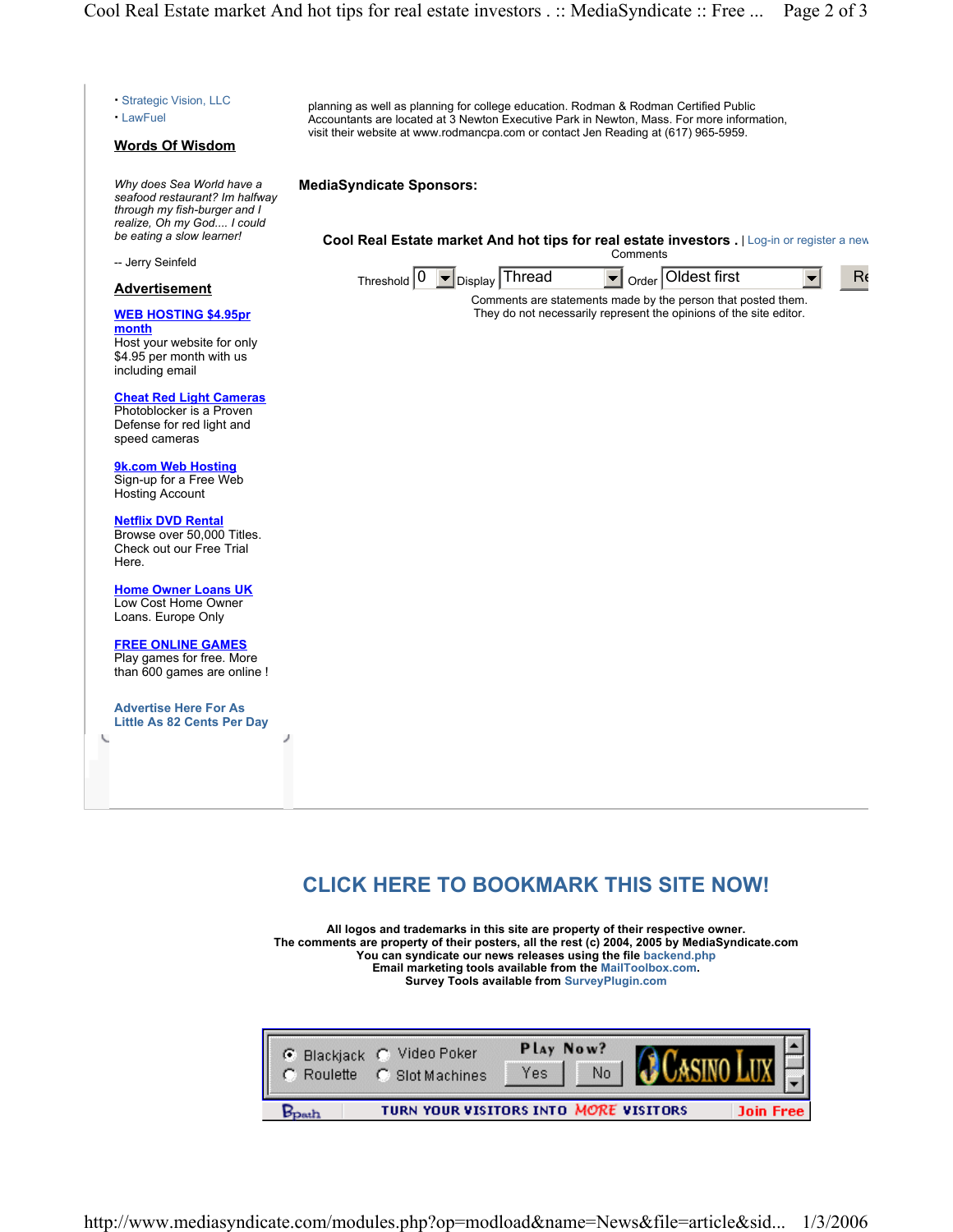- Strategic Vision, LLC
- LawFuel

**Words Of Wisdom**

*Why does Sea World have a seafood restaurant? Im halfway through my fish-burger and I realize, Oh my God.... I could be eating a slow learner!*

-- Jerry Seinfeld

**Advertisement**

**WEB HOSTING $4.95pr month**
Host your website for only $4.95 per month with us including email

**Cheat Red Light Cameras**
Photoblocker is a Proven Defense for red light and speed cameras

**9k.com Web Hosting**
Sign-up for a Free Web Hosting Account

**Netflix DVD Rental**
Browse over 50,000 Titles. Check out our Free Trial Here.

**Home Owner Loans UK**
Low Cost Home Owner Loans. Europe Only

**FREE ONLINE GAMES**
Play games for free. More than 600 games are online !

**Advertise Here For As Little As 82 Cents Per Day**

planning as well as planning for college education. Rodman & Rodman Certified Public Accountants are located at 3 Newton Executive Park in Newton, Mass. For more information, visit their website at www.rodmancpa.com or contact Jen Reading at (617) 965-5959.

**MediaSyndicate Sponsors:**

**Cool Real Estate market And hot tips for real estate investors .** | Log-in or register a new
Comments

Threshold 0 Display Thread Order Oldest first Re

Comments are statements made by the person that posted them. They do not necessarily represent the opinions of the site editor.

## CLICK HERE TO BOOKMARK THIS SITE NOW!

**All logos and trademarks in this site are property of their respective owner.**
**The comments are property of their posters, all the rest (c) 2004, 2005 by MediaSyndicate.com**
**You can syndicate our news releases using the file backend.php**
**Email marketing tools available from the MailToolbox.com.**
**Survey Tools available from SurveyPlugin.com**

Blackjack Video Poker Play Now? Roulette Slot Machines Yes No CASINO LUX

Bpath TURN YOUR VISITORS INTO MORE VISITORS Join Free